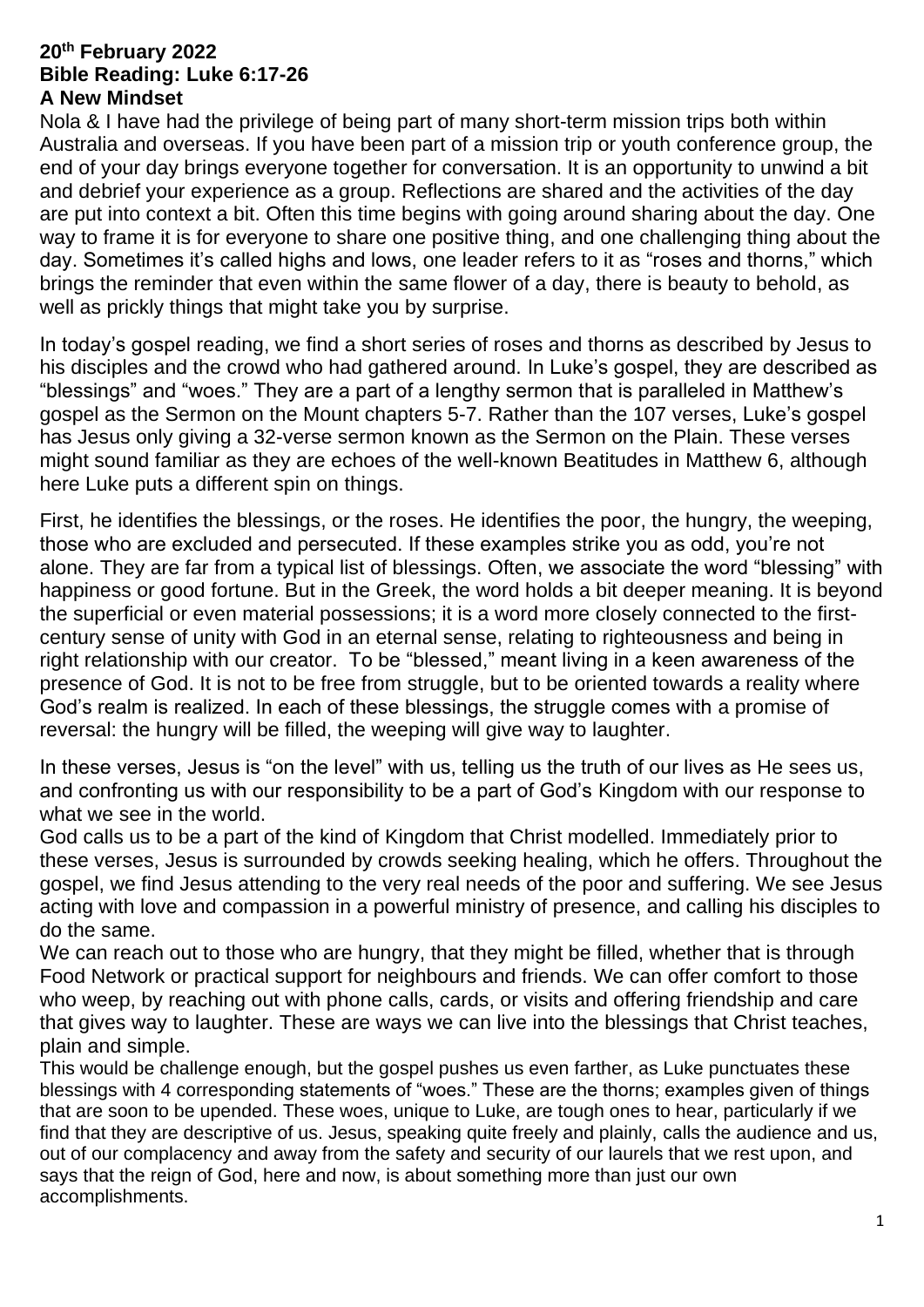**20th February 2022**
**Bible Reading: Luke 6:17-26**
**A New Mindset**

Nola & I have had the privilege of being part of many short-term mission trips both within Australia and overseas. If you have been part of a mission trip or youth conference group, the end of your day brings everyone together for conversation. It is an opportunity to unwind a bit and debrief your experience as a group. Reflections are shared and the activities of the day are put into context a bit. Often this time begins with going around sharing about the day. One way to frame it is for everyone to share one positive thing, and one challenging thing about the day. Sometimes it's called highs and lows, one leader refers to it as "roses and thorns," which brings the reminder that even within the same flower of a day, there is beauty to behold, as well as prickly things that might take you by surprise.

In today's gospel reading, we find a short series of roses and thorns as described by Jesus to his disciples and the crowd who had gathered around. In Luke's gospel, they are described as "blessings" and "woes." They are a part of a lengthy sermon that is paralleled in Matthew's gospel as the Sermon on the Mount chapters 5-7. Rather than the 107 verses, Luke's gospel has Jesus only giving a 32-verse sermon known as the Sermon on the Plain. These verses might sound familiar as they are echoes of the well-known Beatitudes in Matthew 6, although here Luke puts a different spin on things.

First, he identifies the blessings, or the roses. He identifies the poor, the hungry, the weeping, those who are excluded and persecuted. If these examples strike you as odd, you're not alone. They are far from a typical list of blessings. Often, we associate the word "blessing" with happiness or good fortune. But in the Greek, the word holds a bit deeper meaning. It is beyond the superficial or even material possessions; it is a word more closely connected to the first-century sense of unity with God in an eternal sense, relating to righteousness and being in right relationship with our creator. To be "blessed," meant living in a keen awareness of the presence of God. It is not to be free from struggle, but to be oriented towards a reality where God's realm is realized. In each of these blessings, the struggle comes with a promise of reversal: the hungry will be filled, the weeping will give way to laughter.

In these verses, Jesus is "on the level" with us, telling us the truth of our lives as He sees us, and confronting us with our responsibility to be a part of God's Kingdom with our response to what we see in the world.

God calls us to be a part of the kind of Kingdom that Christ modelled. Immediately prior to these verses, Jesus is surrounded by crowds seeking healing, which he offers. Throughout the gospel, we find Jesus attending to the very real needs of the poor and suffering. We see Jesus acting with love and compassion in a powerful ministry of presence, and calling his disciples to do the same.

We can reach out to those who are hungry, that they might be filled, whether that is through Food Network or practical support for neighbours and friends. We can offer comfort to those who weep, by reaching out with phone calls, cards, or visits and offering friendship and care that gives way to laughter. These are ways we can live into the blessings that Christ teaches, plain and simple.

This would be challenge enough, but the gospel pushes us even farther, as Luke punctuates these blessings with 4 corresponding statements of "woes." These are the thorns; examples given of things that are soon to be upended. These woes, unique to Luke, are tough ones to hear, particularly if we find that they are descriptive of us. Jesus, speaking quite freely and plainly, calls the audience and us, out of our complacency and away from the safety and security of our laurels that we rest upon, and says that the reign of God, here and now, is about something more than just our own accomplishments.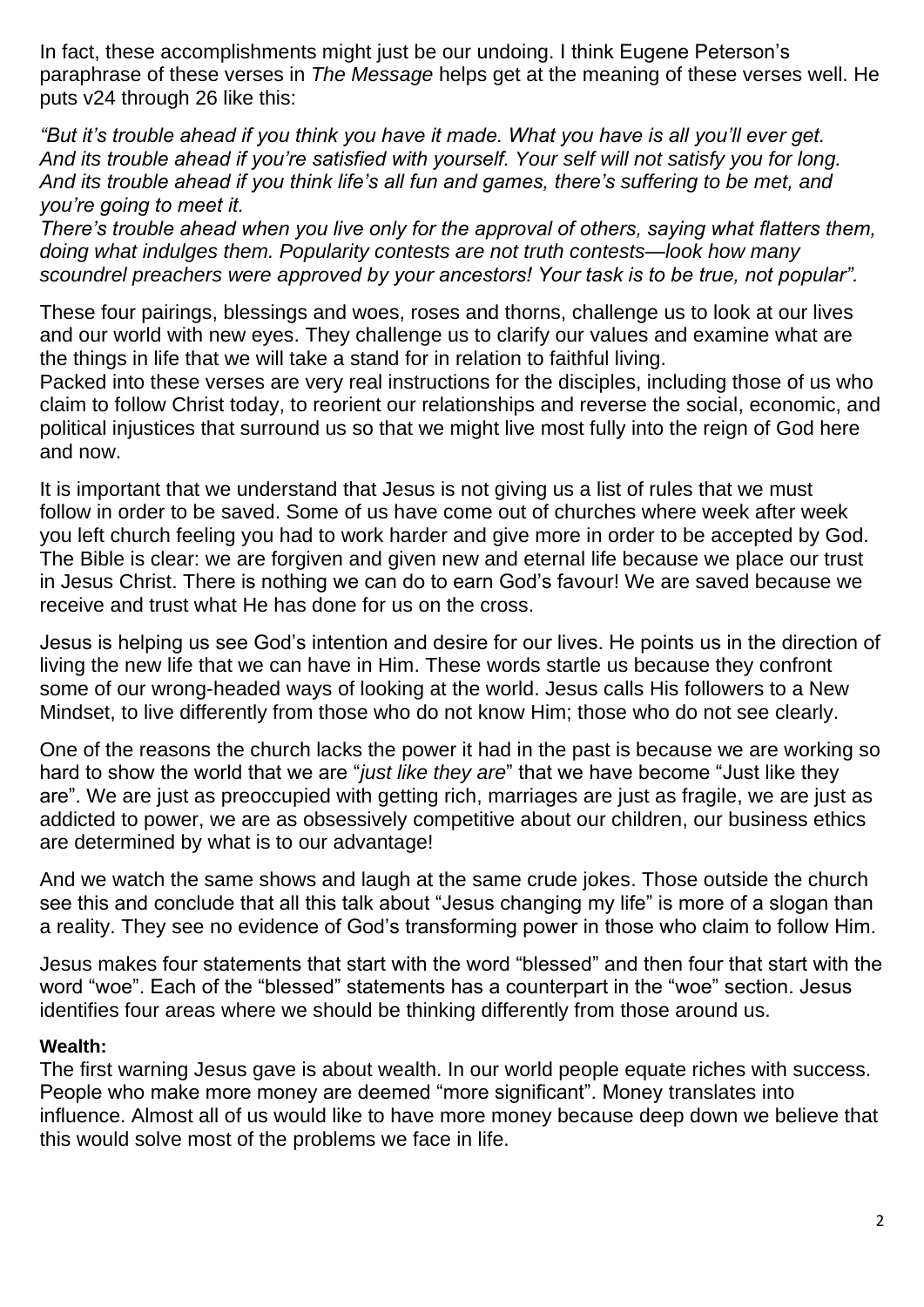In fact, these accomplishments might just be our undoing. I think Eugene Peterson's paraphrase of these verses in *The Message* helps get at the meaning of these verses well. He puts v24 through 26 like this:

*"But it's trouble ahead if you think you have it made. What you have is all you'll ever get. And its trouble ahead if you're satisfied with yourself. Your self will not satisfy you for long. And its trouble ahead if you think life's all fun and games, there's suffering to be met, and you're going to meet it.*
*There's trouble ahead when you live only for the approval of others, saying what flatters them, doing what indulges them. Popularity contests are not truth contests—look how many scoundrel preachers were approved by your ancestors! Your task is to be true, not popular".*

These four pairings, blessings and woes, roses and thorns, challenge us to look at our lives and our world with new eyes. They challenge us to clarify our values and examine what are the things in life that we will take a stand for in relation to faithful living.
Packed into these verses are very real instructions for the disciples, including those of us who claim to follow Christ today, to reorient our relationships and reverse the social, economic, and political injustices that surround us so that we might live most fully into the reign of God here and now.

It is important that we understand that Jesus is not giving us a list of rules that we must follow in order to be saved. Some of us have come out of churches where week after week you left church feeling you had to work harder and give more in order to be accepted by God. The Bible is clear: we are forgiven and given new and eternal life because we place our trust in Jesus Christ. There is nothing we can do to earn God's favour! We are saved because we receive and trust what He has done for us on the cross.

Jesus is helping us see God's intention and desire for our lives. He points us in the direction of living the new life that we can have in Him. These words startle us because they confront some of our wrong-headed ways of looking at the world. Jesus calls His followers to a New Mindset, to live differently from those who do not know Him; those who do not see clearly.

One of the reasons the church lacks the power it had in the past is because we are working so hard to show the world that we are "*just like they are*" that we have become "Just like they are". We are just as preoccupied with getting rich, marriages are just as fragile, we are just as addicted to power, we are as obsessively competitive about our children, our business ethics are determined by what is to our advantage!

And we watch the same shows and laugh at the same crude jokes. Those outside the church see this and conclude that all this talk about "Jesus changing my life" is more of a slogan than a reality. They see no evidence of God's transforming power in those who claim to follow Him.

Jesus makes four statements that start with the word "blessed" and then four that start with the word "woe". Each of the "blessed" statements has a counterpart in the "woe" section. Jesus identifies four areas where we should be thinking differently from those around us.

**Wealth:**
The first warning Jesus gave is about wealth. In our world people equate riches with success. People who make more money are deemed "more significant". Money translates into influence. Almost all of us would like to have more money because deep down we believe that this would solve most of the problems we face in life.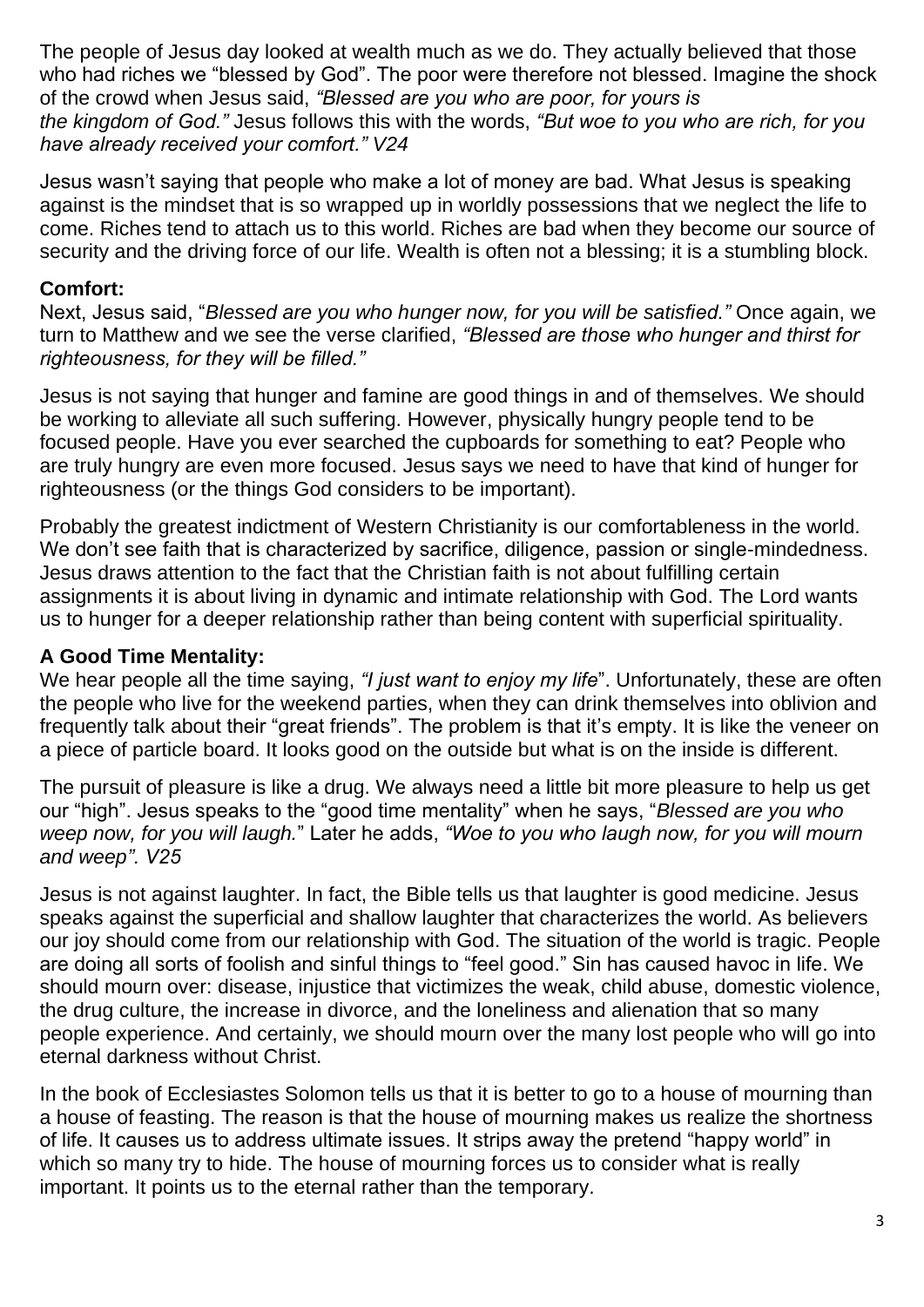The people of Jesus day looked at wealth much as we do. They actually believed that those who had riches we "blessed by God". The poor were therefore not blessed. Imagine the shock of the crowd when Jesus said, *"Blessed are you who are poor, for yours is the kingdom of God."* Jesus follows this with the words, *"But woe to you who are rich, for you have already received your comfort." V24*

Jesus wasn't saying that people who make a lot of money are bad. What Jesus is speaking against is the mindset that is so wrapped up in worldly possessions that we neglect the life to come. Riches tend to attach us to this world. Riches are bad when they become our source of security and the driving force of our life. Wealth is often not a blessing; it is a stumbling block.

**Comfort:**
Next, Jesus said, "*Blessed are you who hunger now, for you will be satisfied."* Once again, we turn to Matthew and we see the verse clarified, *"Blessed are those who hunger and thirst for righteousness, for they will be filled."*

Jesus is not saying that hunger and famine are good things in and of themselves. We should be working to alleviate all such suffering. However, physically hungry people tend to be focused people. Have you ever searched the cupboards for something to eat? People who are truly hungry are even more focused. Jesus says we need to have that kind of hunger for righteousness (or the things God considers to be important).

Probably the greatest indictment of Western Christianity is our comfortableness in the world. We don't see faith that is characterized by sacrifice, diligence, passion or single-mindedness. Jesus draws attention to the fact that the Christian faith is not about fulfilling certain assignments it is about living in dynamic and intimate relationship with God. The Lord wants us to hunger for a deeper relationship rather than being content with superficial spirituality.

**A Good Time Mentality:**
We hear people all the time saying, *"I just want to enjoy my life*". Unfortunately, these are often the people who live for the weekend parties, when they can drink themselves into oblivion and frequently talk about their "great friends". The problem is that it's empty. It is like the veneer on a piece of particle board. It looks good on the outside but what is on the inside is different.

The pursuit of pleasure is like a drug. We always need a little bit more pleasure to help us get our "high". Jesus speaks to the "good time mentality" when he says, "*Blessed are you who weep now, for you will laugh.*" Later he adds, *"Woe to you who laugh now, for you will mourn and weep". V25*

Jesus is not against laughter. In fact, the Bible tells us that laughter is good medicine. Jesus speaks against the superficial and shallow laughter that characterizes the world. As believers our joy should come from our relationship with God. The situation of the world is tragic. People are doing all sorts of foolish and sinful things to "feel good." Sin has caused havoc in life. We should mourn over: disease, injustice that victimizes the weak, child abuse, domestic violence, the drug culture, the increase in divorce, and the loneliness and alienation that so many people experience. And certainly, we should mourn over the many lost people who will go into eternal darkness without Christ.

In the book of Ecclesiastes Solomon tells us that it is better to go to a house of mourning than a house of feasting. The reason is that the house of mourning makes us realize the shortness of life. It causes us to address ultimate issues. It strips away the pretend "happy world" in which so many try to hide. The house of mourning forces us to consider what is really important. It points us to the eternal rather than the temporary.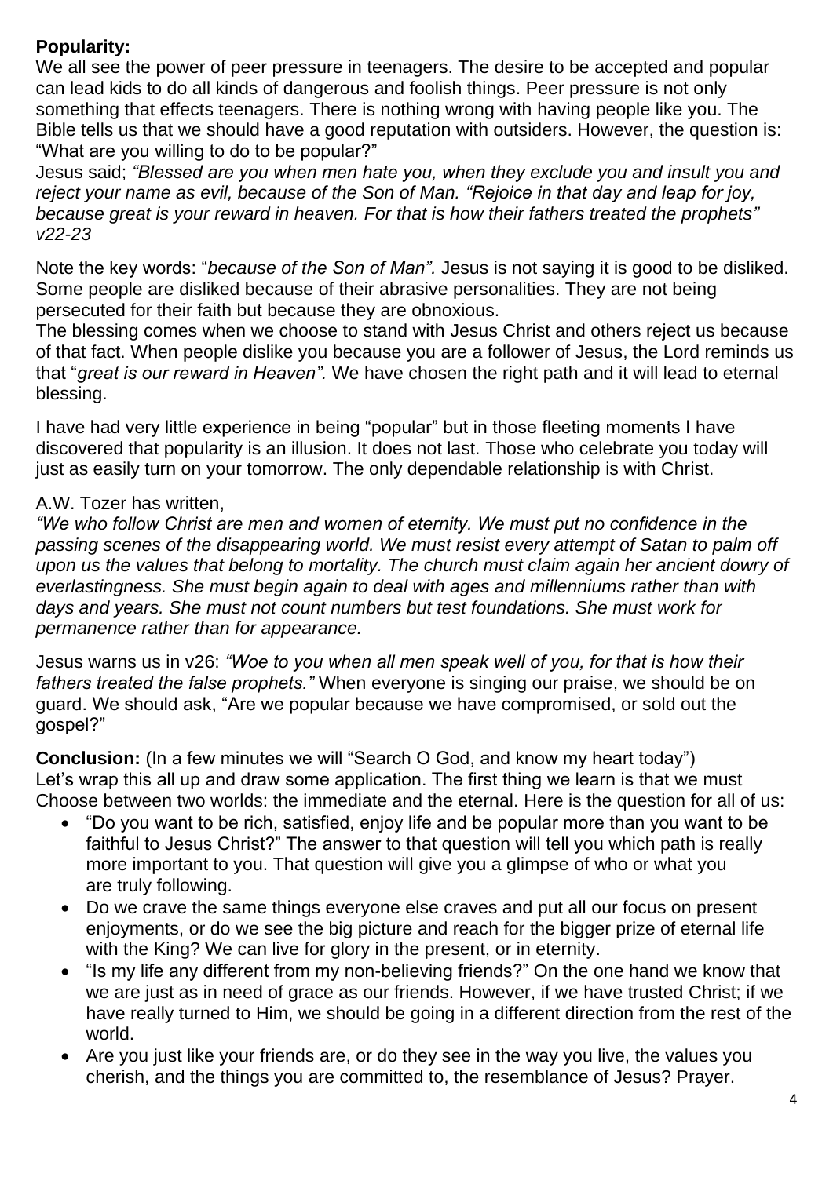**Popularity:**
We all see the power of peer pressure in teenagers. The desire to be accepted and popular can lead kids to do all kinds of dangerous and foolish things. Peer pressure is not only something that effects teenagers. There is nothing wrong with having people like you. The Bible tells us that we should have a good reputation with outsiders. However, the question is: "What are you willing to do to be popular?"
Jesus said; *"Blessed are you when men hate you, when they exclude you and insult you and reject your name as evil, because of the Son of Man. "Rejoice in that day and leap for joy, because great is your reward in heaven. For that is how their fathers treated the prophets" v22-23*

Note the key words: "*because of the Son of Man".* Jesus is not saying it is good to be disliked. Some people are disliked because of their abrasive personalities. They are not being persecuted for their faith but because they are obnoxious.
The blessing comes when we choose to stand with Jesus Christ and others reject us because of that fact. When people dislike you because you are a follower of Jesus, the Lord reminds us that "*great is our reward in Heaven".* We have chosen the right path and it will lead to eternal blessing.

I have had very little experience in being "popular" but in those fleeting moments I have discovered that popularity is an illusion. It does not last. Those who celebrate you today will just as easily turn on your tomorrow. The only dependable relationship is with Christ.

A.W. Tozer has written,
*"We who follow Christ are men and women of eternity. We must put no confidence in the passing scenes of the disappearing world. We must resist every attempt of Satan to palm off upon us the values that belong to mortality. The church must claim again her ancient dowry of everlastingness. She must begin again to deal with ages and millenniums rather than with days and years. She must not count numbers but test foundations. She must work for permanence rather than for appearance.*

Jesus warns us in v26: *"Woe to you when all men speak well of you, for that is how their fathers treated the false prophets."* When everyone is singing our praise, we should be on guard. We should ask, "Are we popular because we have compromised, or sold out the gospel?"

**Conclusion:** (In a few minutes we will "Search O God, and know my heart today")
Let's wrap this all up and draw some application. The first thing we learn is that we must Choose between two worlds: the immediate and the eternal. Here is the question for all of us:

- "Do you want to be rich, satisfied, enjoy life and be popular more than you want to be faithful to Jesus Christ?" The answer to that question will tell you which path is really more important to you. That question will give you a glimpse of who or what you are truly following.
- Do we crave the same things everyone else craves and put all our focus on present enjoyments, or do we see the big picture and reach for the bigger prize of eternal life with the King? We can live for glory in the present, or in eternity.
- "Is my life any different from my non-believing friends?" On the one hand we know that we are just as in need of grace as our friends. However, if we have trusted Christ; if we have really turned to Him, we should be going in a different direction from the rest of the world.
- Are you just like your friends are, or do they see in the way you live, the values you cherish, and the things you are committed to, the resemblance of Jesus? Prayer.